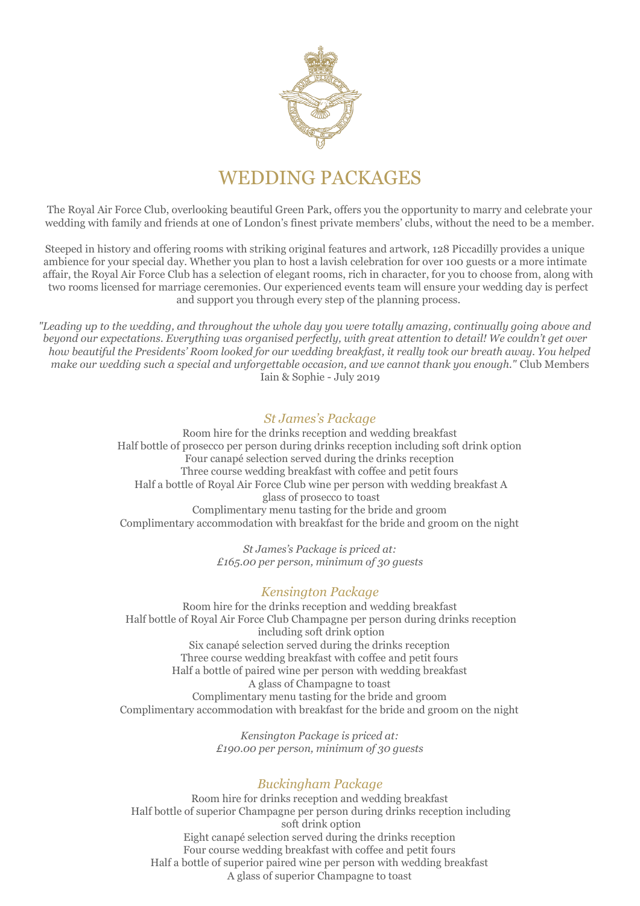# WEDDING PACKAGES

The Royal Air Force Club, overlooking beautiful Green Park, offers you the opportunity to marry and celebrate your wedding with family and friends at one of London's finest private members' clubs, without the need to be a member.

Steeped in history and offering rooms with striking original features and artwork, 128 Piccadilly provides a unique ambience for your special day. Whether you plan to host a lavish celebration for over 100 guests or a more intimate affair, the Royal Air Force Club has a selection of elegant rooms, rich in character, for you to choose from, along with two rooms licensed for marriage ceremonies. Our experienced events team will ensure your wedding day is perfect and support you through every step of the planning process.

*"Leading up to the wedding, and throughout the whole day you were totally amazing, continually going above and beyond our expectations. Everything was organised perfectly, with great attention to detail! We couldn't get over how beautiful the Presidents' Room looked for our wedding breakfast, it really took our breath away. You helped make our wedding such a special and unforgettable occasion, and we cannot thank you enough."* Club Members Iain & Sophie - July 2019

## *St James's Package*

Room hire for the drinks reception and wedding breakfast
Half bottle of prosecco per person during drinks reception including soft drink option
Four canapé selection served during the drinks reception
Three course wedding breakfast with coffee and petit fours
Half a bottle of Royal Air Force Club wine per person with wedding breakfast A glass of prosecco to toast
Complimentary menu tasting for the bride and groom
Complimentary accommodation with breakfast for the bride and groom on the night

*St James's Package is priced at:*
*£165.00 per person, minimum of 30 guests*

## *Kensington Package*

Room hire for the drinks reception and wedding breakfast
Half bottle of Royal Air Force Club Champagne per person during drinks reception including soft drink option
Six canapé selection served during the drinks reception
Three course wedding breakfast with coffee and petit fours
Half a bottle of paired wine per person with wedding breakfast
A glass of Champagne to toast
Complimentary menu tasting for the bride and groom
Complimentary accommodation with breakfast for the bride and groom on the night

*Kensington Package is priced at:*
*£190.00 per person, minimum of 30 guests*

## *Buckingham Package*

Room hire for drinks reception and wedding breakfast
Half bottle of superior Champagne per person during drinks reception including soft drink option
Eight canapé selection served during the drinks reception
Four course wedding breakfast with coffee and petit fours
Half a bottle of superior paired wine per person with wedding breakfast
A glass of superior Champagne to toast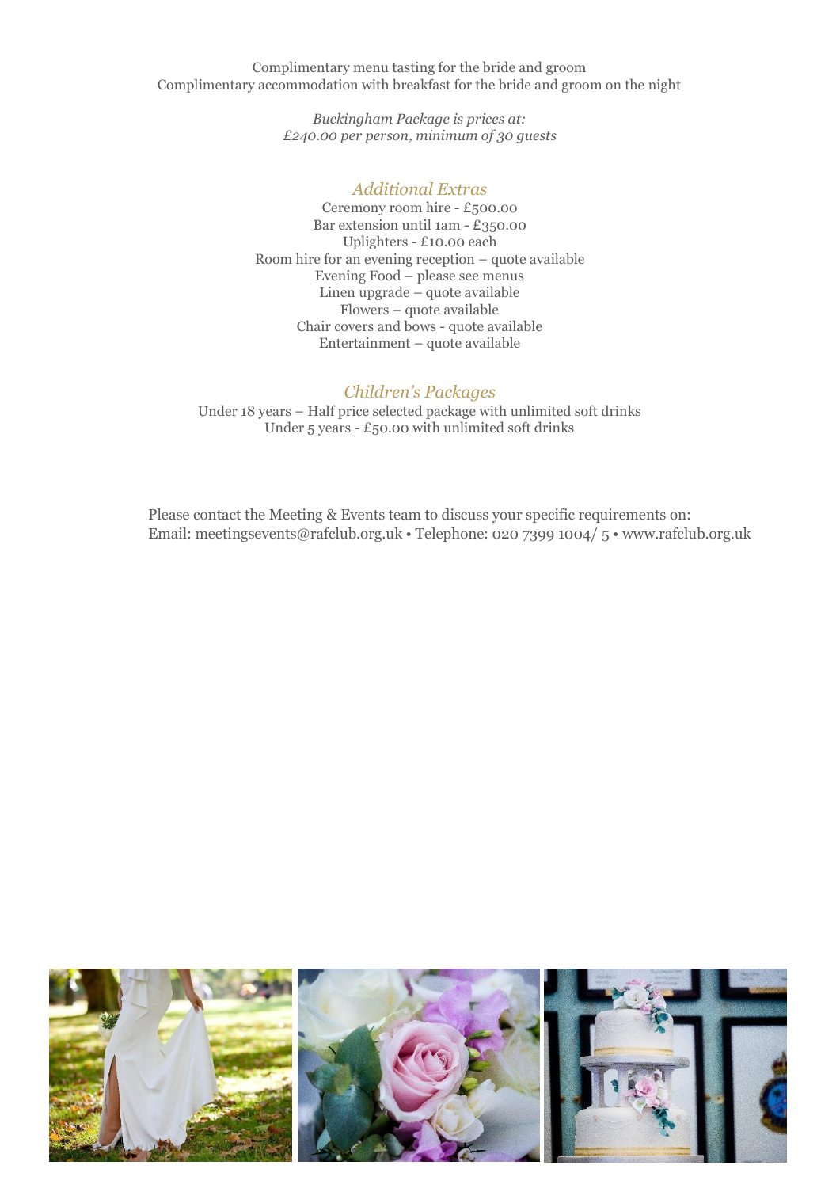Complimentary menu tasting for the bride and groom
Complimentary accommodation with breakfast for the bride and groom on the night

*Buckingham Package is prices at:*
*£240.00 per person, minimum of 30 guests*

## *Additional Extras*

Ceremony room hire - £500.00
Bar extension until 1am - £350.00
Uplighters - £10.00 each
Room hire for an evening reception – quote available
Evening Food – please see menus
Linen upgrade – quote available
Flowers – quote available
Chair covers and bows - quote available
Entertainment – quote available

## *Children's Packages*

Under 18 years – Half price selected package with unlimited soft drinks
Under 5 years - £50.00 with unlimited soft drinks

Please contact the Meeting & Events team to discuss your specific requirements on:
Email: meetingsevents@rafclub.org.uk • Telephone: 020 7399 1004/ 5 • www.rafclub.org.uk